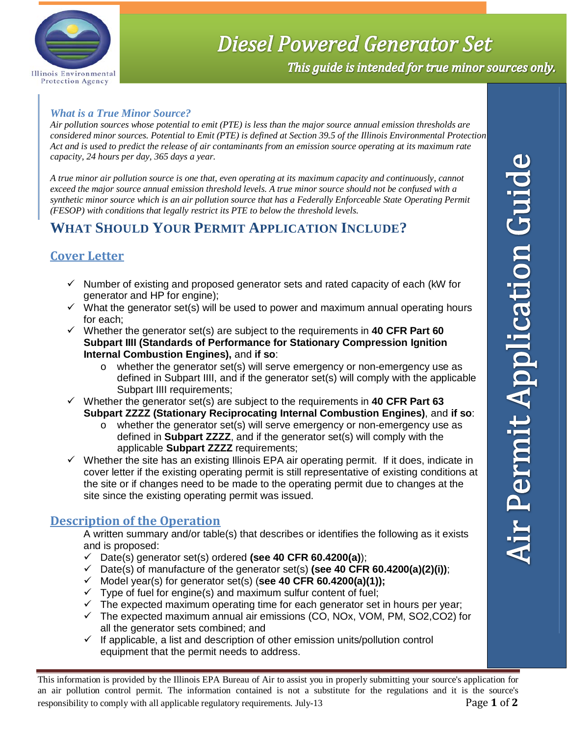# Diesel Powered Generator Set

***This guide is intended for true minor sources only.***

Air Permit Application Guide

### *What is a True Minor Source?*

*Air pollution sources whose potential to emit (PTE) is less than the major source annual emission thresholds are considered minor sources. Potential to Emit (PTE) is defined at Section 39.5 of the Illinois Environmental Protection Act and is used to predict the release of air contaminants from an emission source operating at its maximum rate capacity, 24 hours per day, 365 days a year.*

*A true minor air pollution source is one that, even operating at its maximum capacity and continuously, cannot exceed the major source annual emission threshold levels. A true minor source should not be confused with a synthetic minor source which is an air pollution source that has a Federally Enforceable State Operating Permit (FESOP) with conditions that legally restrict its PTE to below the threshold levels.*

## WHAT SHOULD YOUR PERMIT APPLICATION INCLUDE?

### Cover Letter

- ✓ Number of existing and proposed generator sets and rated capacity of each (kW for generator and HP for engine);
- ✓ What the generator set(s) will be used to power and maximum annual operating hours for each;
- ✓ Whether the generator set(s) are subject to the requirements in **40 CFR Part 60 Subpart IIII (Standards of Performance for Stationary Compression Ignition Internal Combustion Engines),** and **if so**:
  - o whether the generator set(s) will serve emergency or non-emergency use as defined in Subpart IIII, and if the generator set(s) will comply with the applicable Subpart IIII requirements;
- ✓ Whether the generator set(s) are subject to the requirements in **40 CFR Part 63 Subpart ZZZZ (Stationary Reciprocating Internal Combustion Engines)**, and **if so**:
  - o whether the generator set(s) will serve emergency or non-emergency use as defined in **Subpart ZZZZ**, and if the generator set(s) will comply with the applicable **Subpart ZZZZ** requirements;
- ✓ Whether the site has an existing Illinois EPA air operating permit. If it does, indicate in cover letter if the existing operating permit is still representative of existing conditions at the site or if changes need to be made to the operating permit due to changes at the site since the existing operating permit was issued.

### Description of the Operation

A written summary and/or table(s) that describes or identifies the following as it exists and is proposed:

- ✓ Date(s) generator set(s) ordered **(see 40 CFR 60.4200(a)**);
- ✓ Date(s) of manufacture of the generator set(s) **(see 40 CFR 60.4200(a)(2)(i))**;
- ✓ Model year(s) for generator set(s) (**see 40 CFR 60.4200(a)(1));**
- ✓ Type of fuel for engine(s) and maximum sulfur content of fuel;
- ✓ The expected maximum operating time for each generator set in hours per year;
- ✓ The expected maximum annual air emissions (CO, NOx, VOM, PM, $SO_2$, $CO_2$) for all the generator sets combined; and
- ✓ If applicable, a list and description of other emission units/pollution control equipment that the permit needs to address.

This information is provided by the Illinois EPA Bureau of Air to assist you in properly submitting your source's application for an air pollution control permit. The information contained is not a substitute for the regulations and it is the source's responsibility to comply with all applicable regulatory requirements. July-13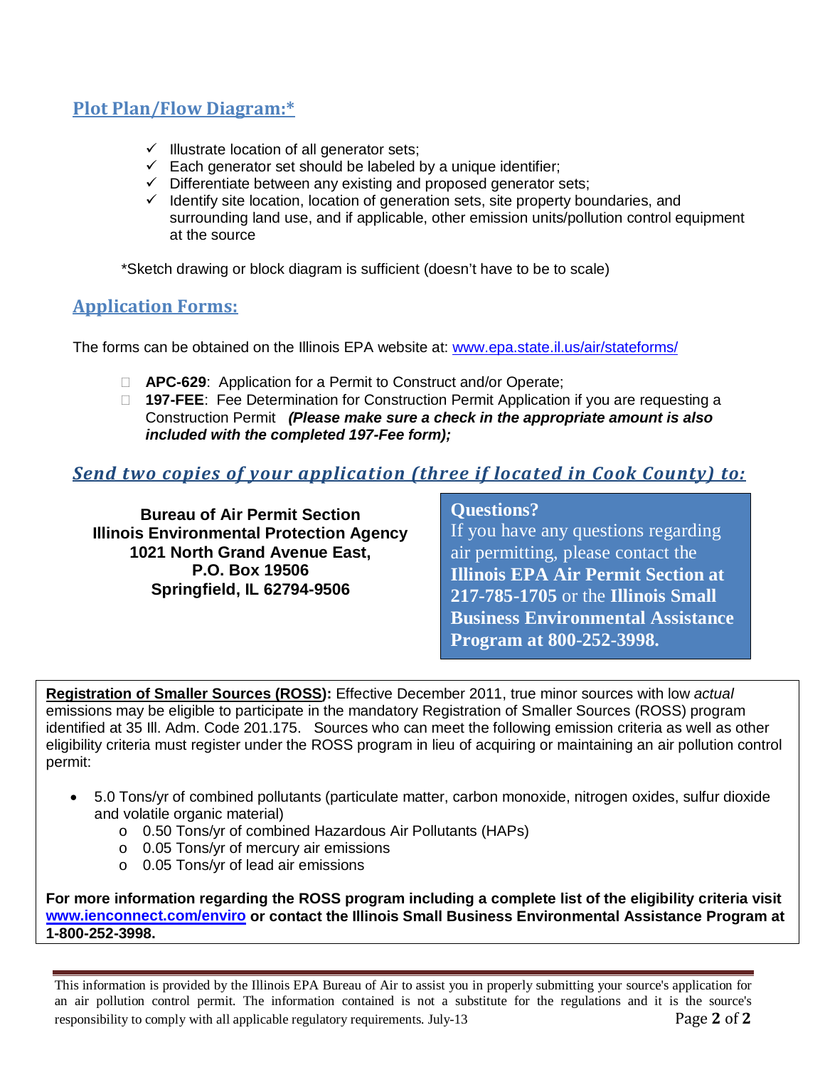## Plot Plan/Flow Diagram:*

- ✓ Illustrate location of all generator sets;
- ✓ Each generator set should be labeled by a unique identifier;
- ✓ Differentiate between any existing and proposed generator sets;
- ✓ Identify site location, location of generation sets, site property boundaries, and surrounding land use, and if applicable, other emission units/pollution control equipment at the source

*Sketch drawing or block diagram is sufficient (doesn't have to be to scale)

## Application Forms:

The forms can be obtained on the Illinois EPA website at: www.epa.state.il.us/air/stateforms/

- **APC-629**: Application for a Permit to Construct and/or Operate;
- **197-FEE**: Fee Determination for Construction Permit Application if you are requesting a Construction Permit ***(Please make sure a check in the appropriate amount is also included with the completed 197-Fee form);***

## *Send two copies of your application (three if located in Cook County) to:*

**Bureau of Air Permit Section**
**Illinois Environmental Protection Agency**
**1021 North Grand Avenue East,**
**P.O. Box 19506**
**Springfield, IL 62794-9506**

**Questions?**
If you have any questions regarding air permitting, please contact the **Illinois EPA Air Permit Section at 217-785-1705** or the **Illinois Small Business Environmental Assistance Program at 800-252-3998.**

**Registration of Smaller Sources (ROSS):** Effective December 2011, true minor sources with low *actual* emissions may be eligible to participate in the mandatory Registration of Smaller Sources (ROSS) program identified at 35 Ill. Adm. Code 201.175. Sources who can meet the following emission criteria as well as other eligibility criteria must register under the ROSS program in lieu of acquiring or maintaining an air pollution control permit:

- 5.0 Tons/yr of combined pollutants (particulate matter, carbon monoxide, nitrogen oxides, sulfur dioxide and volatile organic material)
  - 0.50 Tons/yr of combined Hazardous Air Pollutants (HAPs)
  - 0.05 Tons/yr of mercury air emissions
  - 0.05 Tons/yr of lead air emissions

**For more information regarding the ROSS program including a complete list of the eligibility criteria visit www.ienconnect.com/enviro or contact the Illinois Small Business Environmental Assistance Program at 1-800-252-3998.**

This information is provided by the Illinois EPA Bureau of Air to assist you in properly submitting your source's application for an air pollution control permit. The information contained is not a substitute for the regulations and it is the source's responsibility to comply with all applicable regulatory requirements. July-13